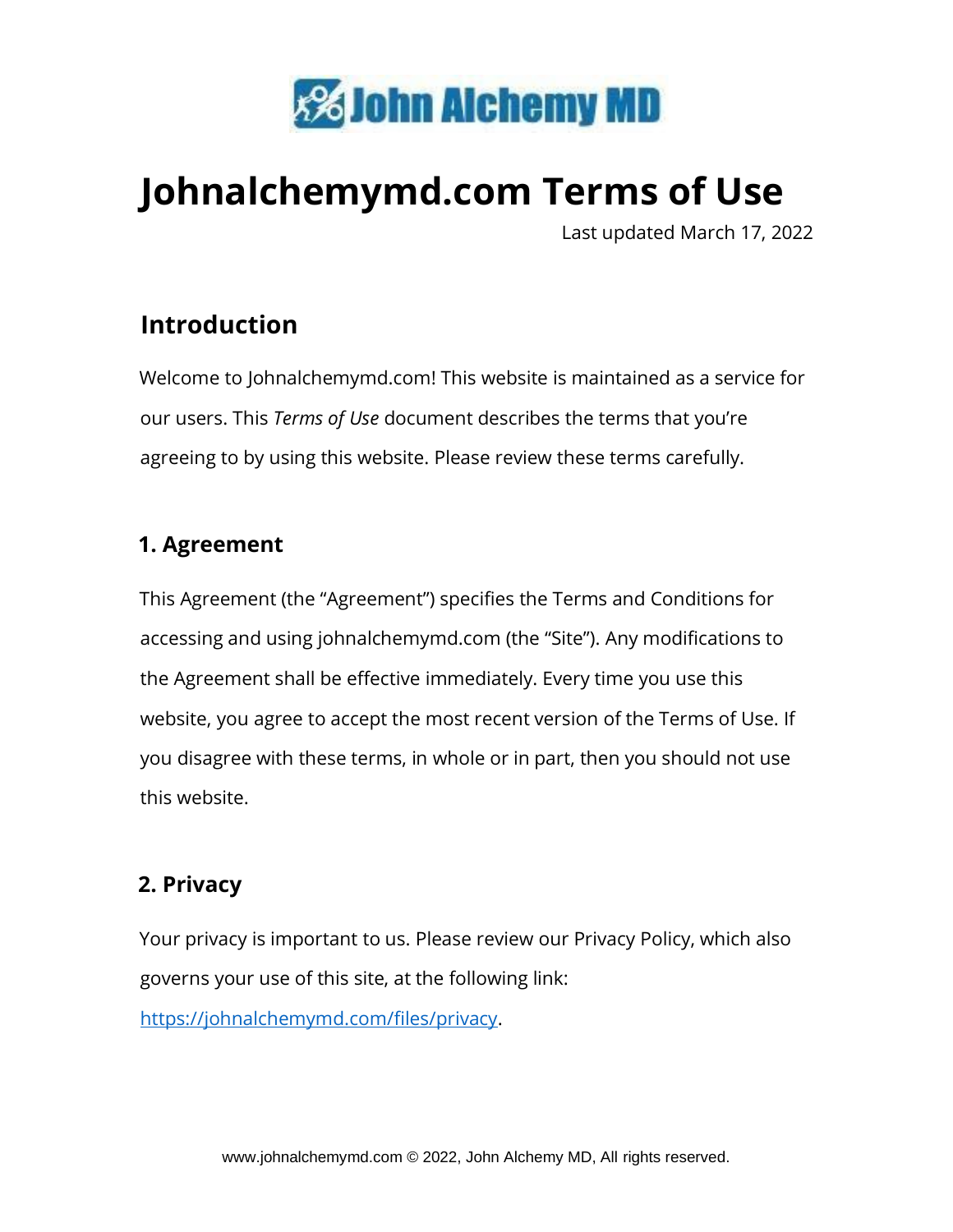John Alchemy MD

# Johnalchemymd.com Terms of Use

Last updated March 17, 2022

## Introduction

Welcome to Johnalchemymd.com! This website is maintained as a service for our users. This *Terms of Use* document describes the terms that you're agreeing to by using this website. Please review these terms carefully.

### 1. Agreement

This Agreement (the "Agreement") specifies the Terms and Conditions for accessing and using johnalchemymd.com (the "Site"). Any modifications to the Agreement shall be effective immediately. Every time you use this website, you agree to accept the most recent version of the Terms of Use. If you disagree with these terms, in whole or in part, then you should not use this website.

### 2. Privacy

Your privacy is important to us. Please review our Privacy Policy, which also governs your use of this site, at the following link: [https://johnalchemymd.com/files/privacy](https://johnalchemymd.com/files/privacy).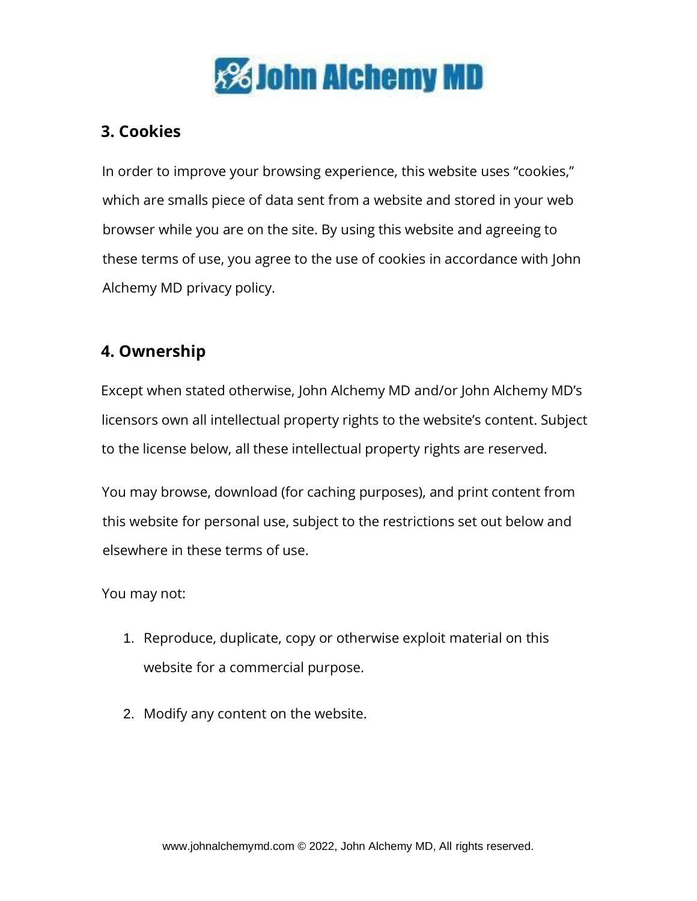## 3. Cookies

In order to improve your browsing experience, this website uses "cookies," which are smalls piece of data sent from a website and stored in your web browser while you are on the site. By using this website and agreeing to these terms of use, you agree to the use of cookies in accordance with John Alchemy MD privacy policy.

## 4. Ownership

Except when stated otherwise, John Alchemy MD and/or John Alchemy MD's licensors own all intellectual property rights to the website's content. Subject to the license below, all these intellectual property rights are reserved.

You may browse, download (for caching purposes), and print content from this website for personal use, subject to the restrictions set out below and elsewhere in these terms of use.

You may not:

1. Reproduce, duplicate, copy or otherwise exploit material on this website for a commercial purpose.
2. Modify any content on the website.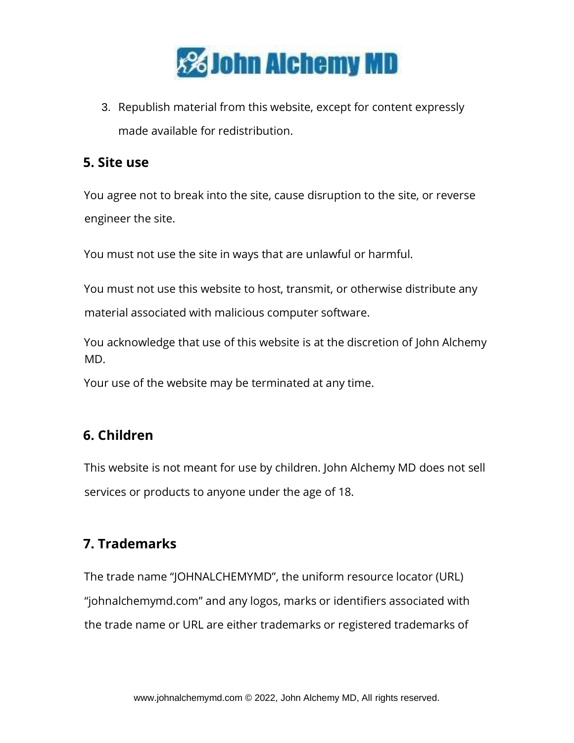3. Republish material from this website, except for content expressly made available for redistribution.

## 5. Site use

You agree not to break into the site, cause disruption to the site, or reverse engineer the site.

You must not use the site in ways that are unlawful or harmful.

You must not use this website to host, transmit, or otherwise distribute any material associated with malicious computer software.

You acknowledge that use of this website is at the discretion of John Alchemy MD.

Your use of the website may be terminated at any time.

## 6. Children

This website is not meant for use by children. John Alchemy MD does not sell services or products to anyone under the age of 18.

## 7. Trademarks

The trade name "JOHNALCHEMYMD", the uniform resource locator (URL) "johnalchemymd.com" and any logos, marks or identifiers associated with the trade name or URL are either trademarks or registered trademarks of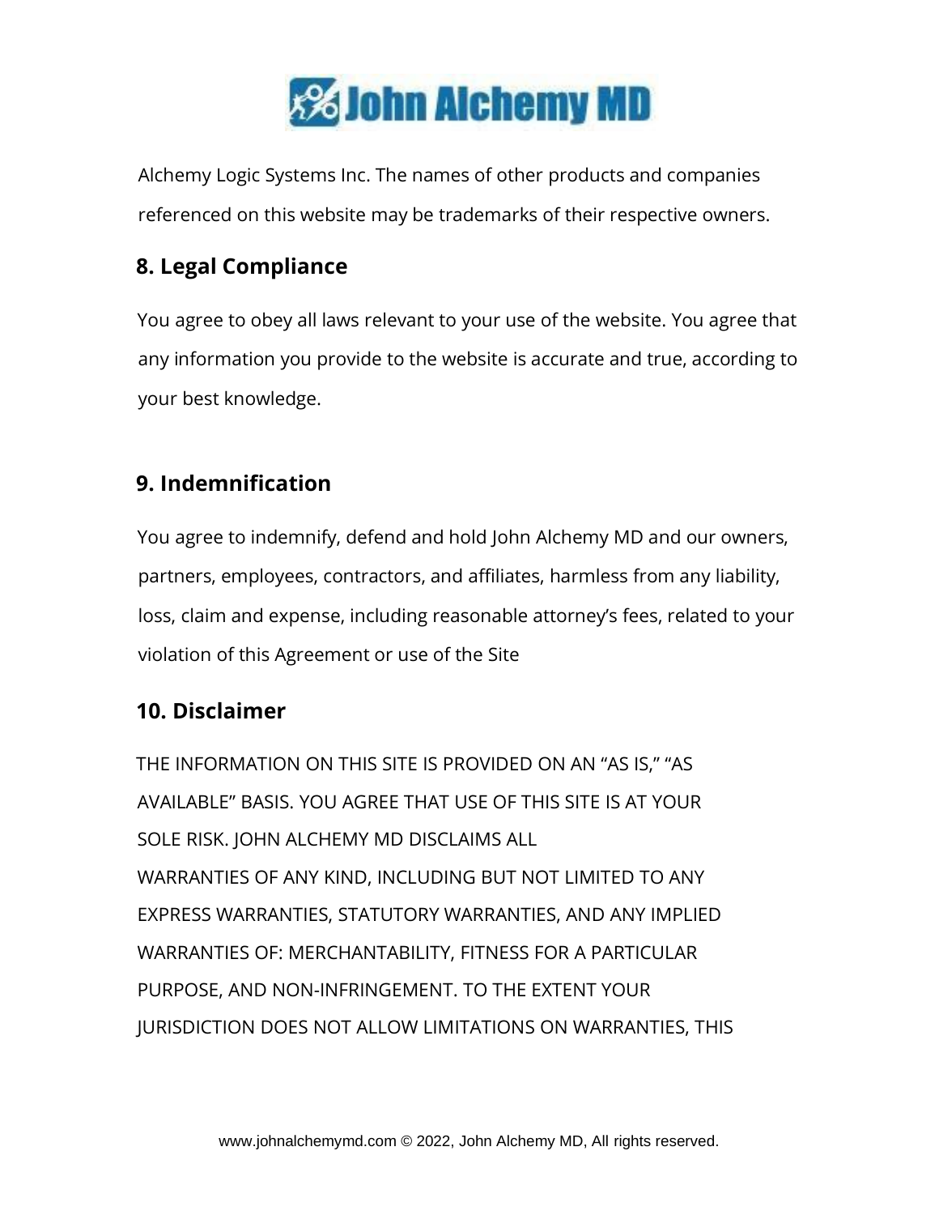Alchemy Logic Systems Inc. The names of other products and companies referenced on this website may be trademarks of their respective owners.

## 8. Legal Compliance

You agree to obey all laws relevant to your use of the website. You agree that any information you provide to the website is accurate and true, according to your best knowledge.

## 9. Indemnification

You agree to indemnify, defend and hold John Alchemy MD and our owners, partners, employees, contractors, and affiliates, harmless from any liability, loss, claim and expense, including reasonable attorney's fees, related to your violation of this Agreement or use of the Site

## 10. Disclaimer

THE INFORMATION ON THIS SITE IS PROVIDED ON AN "AS IS," "AS AVAILABLE" BASIS. YOU AGREE THAT USE OF THIS SITE IS AT YOUR SOLE RISK. JOHN ALCHEMY MD DISCLAIMS ALL WARRANTIES OF ANY KIND, INCLUDING BUT NOT LIMITED TO ANY EXPRESS WARRANTIES, STATUTORY WARRANTIES, AND ANY IMPLIED WARRANTIES OF: MERCHANTABILITY, FITNESS FOR A PARTICULAR PURPOSE, AND NON-INFRINGEMENT. TO THE EXTENT YOUR JURISDICTION DOES NOT ALLOW LIMITATIONS ON WARRANTIES, THIS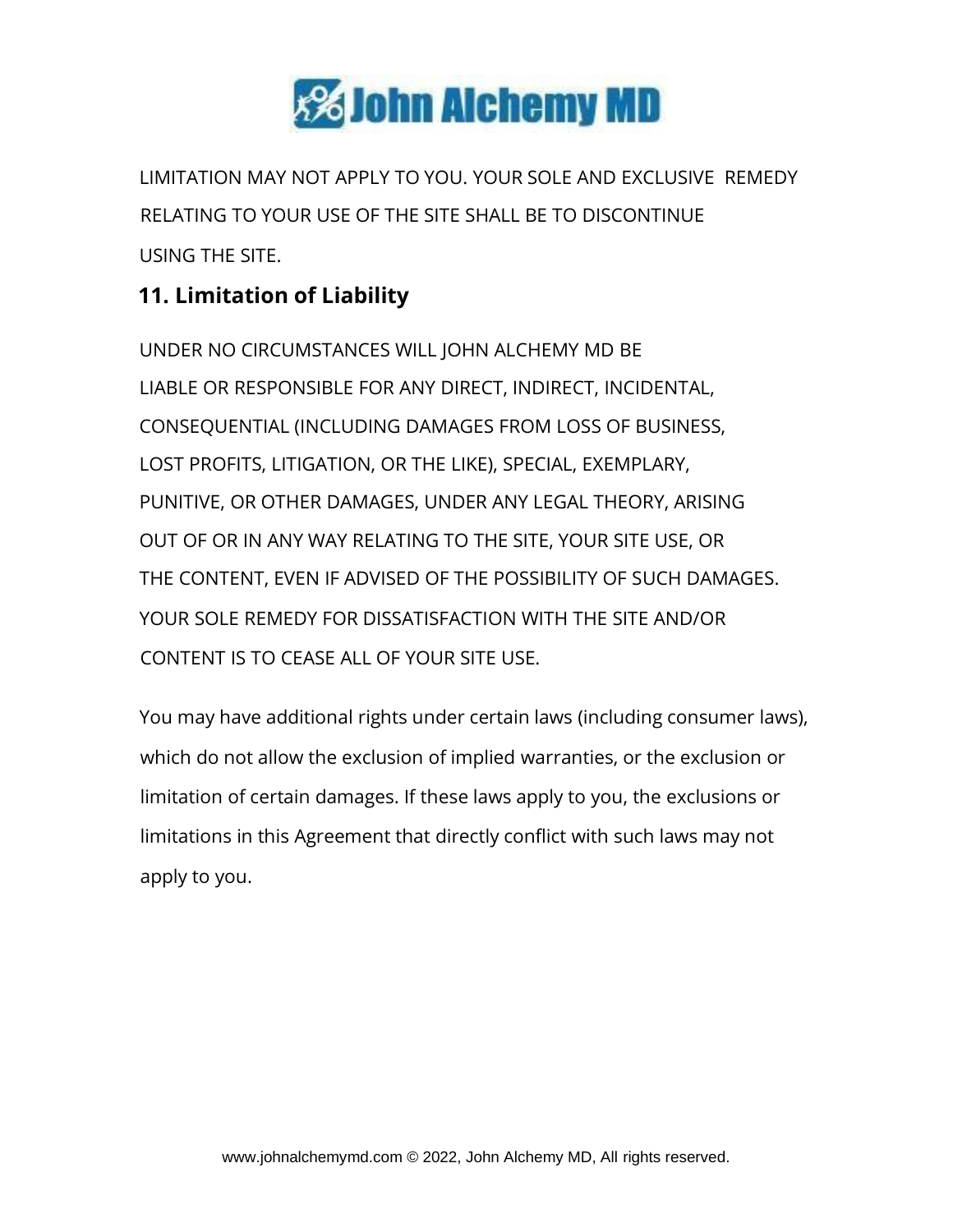LIMITATION MAY NOT APPLY TO YOU. YOUR SOLE AND EXCLUSIVE REMEDY RELATING TO YOUR USE OF THE SITE SHALL BE TO DISCONTINUE USING THE SITE.

## 11. Limitation of Liability

UNDER NO CIRCUMSTANCES WILL JOHN ALCHEMY MD BE LIABLE OR RESPONSIBLE FOR ANY DIRECT, INDIRECT, INCIDENTAL, CONSEQUENTIAL (INCLUDING DAMAGES FROM LOSS OF BUSINESS, LOST PROFITS, LITIGATION, OR THE LIKE), SPECIAL, EXEMPLARY, PUNITIVE, OR OTHER DAMAGES, UNDER ANY LEGAL THEORY, ARISING OUT OF OR IN ANY WAY RELATING TO THE SITE, YOUR SITE USE, OR THE CONTENT, EVEN IF ADVISED OF THE POSSIBILITY OF SUCH DAMAGES. YOUR SOLE REMEDY FOR DISSATISFACTION WITH THE SITE AND/OR CONTENT IS TO CEASE ALL OF YOUR SITE USE.

You may have additional rights under certain laws (including consumer laws), which do not allow the exclusion of implied warranties, or the exclusion or limitation of certain damages. If these laws apply to you, the exclusions or limitations in this Agreement that directly conflict with such laws may not apply to you.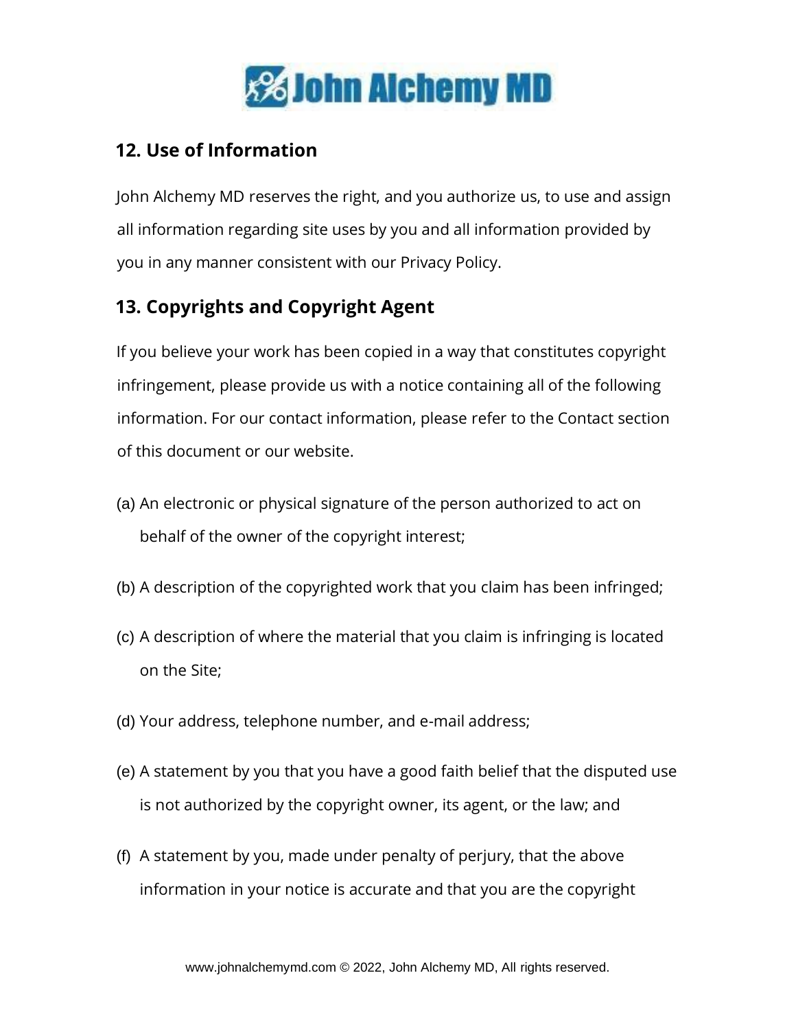## 12. Use of Information

John Alchemy MD reserves the right, and you authorize us, to use and assign all information regarding site uses by you and all information provided by you in any manner consistent with our Privacy Policy.

## 13. Copyrights and Copyright Agent

If you believe your work has been copied in a way that constitutes copyright infringement, please provide us with a notice containing all of the following information. For our contact information, please refer to the Contact section of this document or our website.

(a) An electronic or physical signature of the person authorized to act on behalf of the owner of the copyright interest;

(b) A description of the copyrighted work that you claim has been infringed;

(c) A description of where the material that you claim is infringing is located on the Site;

(d) Your address, telephone number, and e-mail address;

(e) A statement by you that you have a good faith belief that the disputed use is not authorized by the copyright owner, its agent, or the law; and

(f) A statement by you, made under penalty of perjury, that the above information in your notice is accurate and that you are the copyright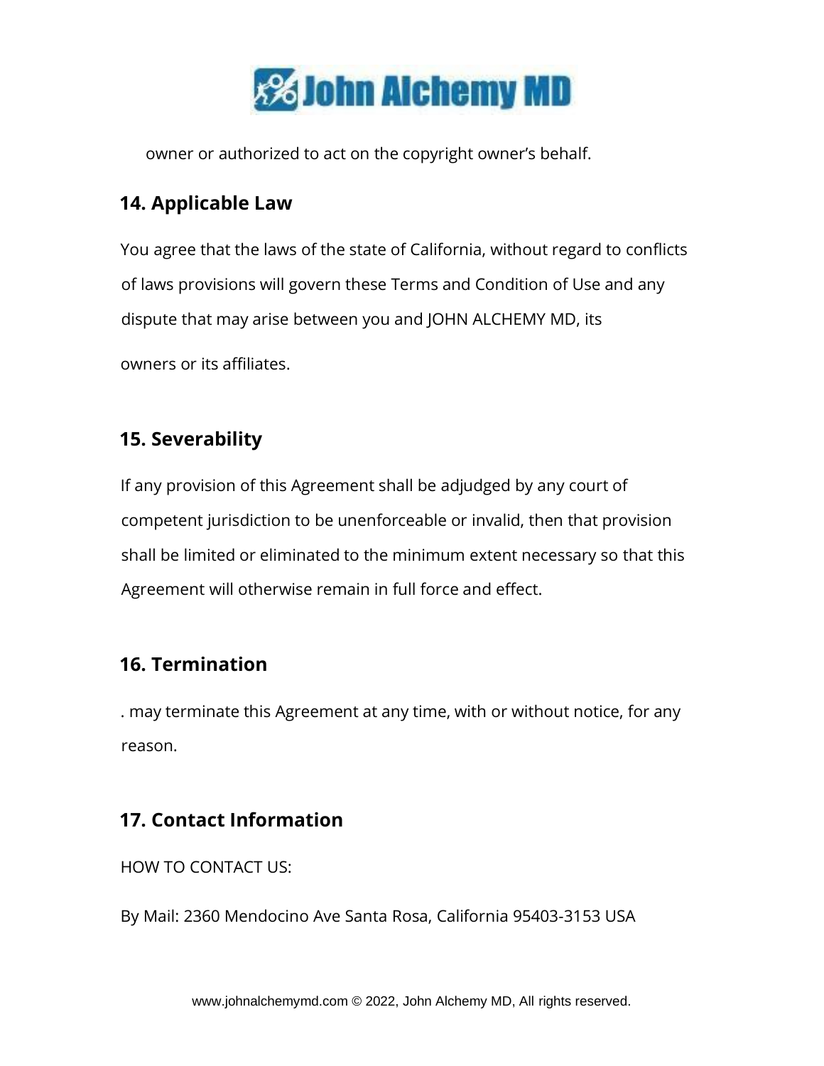owner or authorized to act on the copyright owner's behalf.

## 14. Applicable Law

You agree that the laws of the state of California, without regard to conflicts of laws provisions will govern these Terms and Condition of Use and any dispute that may arise between you and JOHN ALCHEMY MD, its owners or its affiliates.

## 15. Severability

If any provision of this Agreement shall be adjudged by any court of competent jurisdiction to be unenforceable or invalid, then that provision shall be limited or eliminated to the minimum extent necessary so that this Agreement will otherwise remain in full force and effect.

## 16. Termination

. may terminate this Agreement at any time, with or without notice, for any reason.

## 17. Contact Information

HOW TO CONTACT US:

By Mail: 2360 Mendocino Ave Santa Rosa, California 95403-3153 USA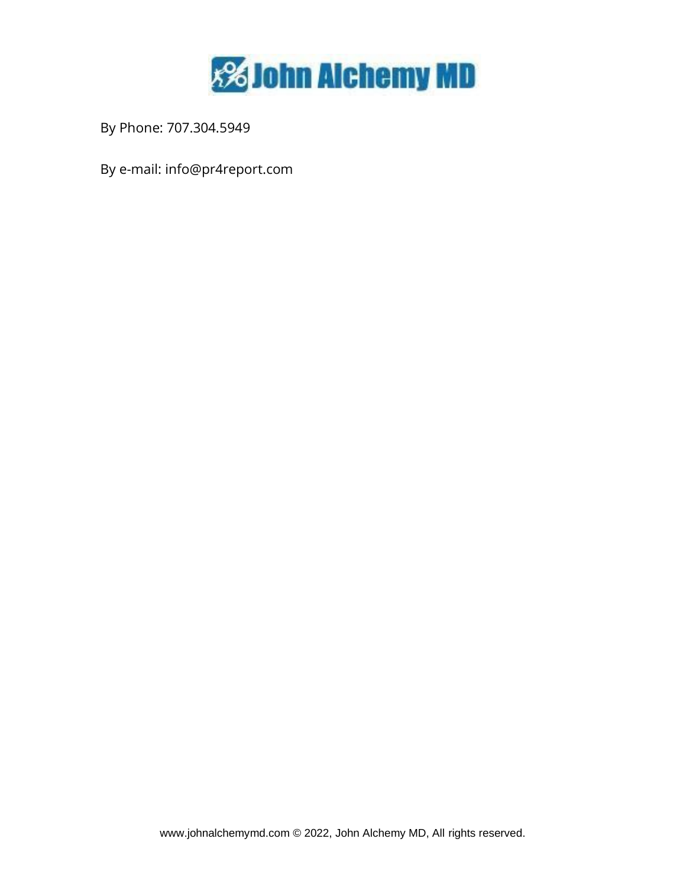By Phone: 707.304.5949

By e-mail: info@pr4report.com